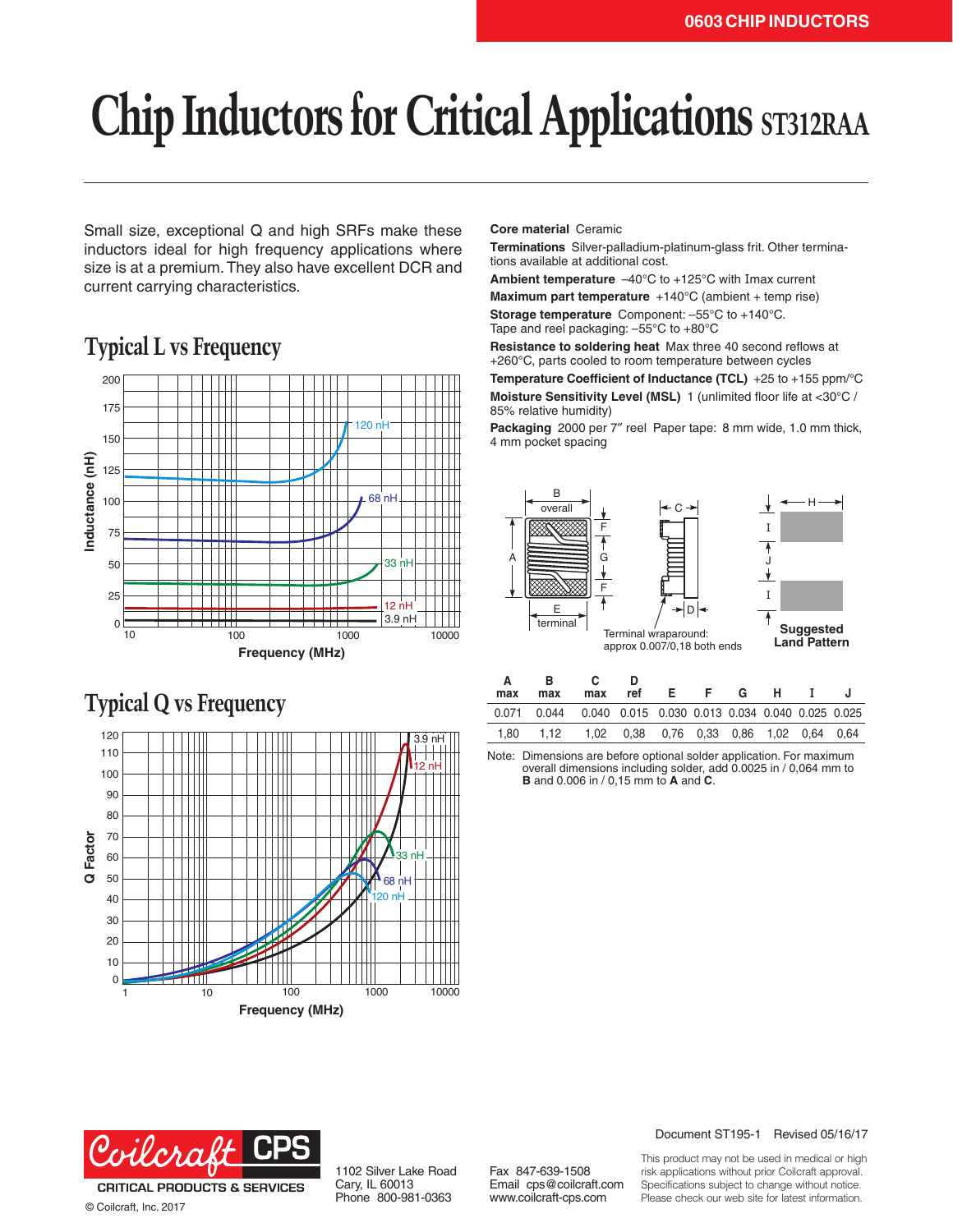# Chip Inductors for Critical Applications ST312RAA

Small size, exceptional Q and high SRFs make these inductors ideal for high frequency applications where size is at a premium. They also have excellent DCR and current carrying characteristics.

## Typical L vs Frequency

## Typical Q vs Frequency

**Core material** Ceramic

**Terminations** Silver-palladium-platinum-glass frit. Other terminations available at additional cost.

**Ambient temperature** –40°C to +125°C with Imax current

**Maximum part temperature** +140°C (ambient + temp rise)

**Storage temperature** Component: –55°C to +140°C. Tape and reel packaging: –55°C to +80°C

**Resistance to soldering heat** Max three 40 second reflows at +260°C, parts cooled to room temperature between cycles

**Temperature Coefficient of Inductance (TCL)** +25 to +155 ppm/°C

**Moisture Sensitivity Level (MSL)** 1 (unlimited floor life at <30°C / 85% relative humidity)

**Packaging** 2000 per 7″ reel Paper tape: 8 mm wide, 1.0 mm thick, 4 mm pocket spacing

Terminal wraparound: approx 0.007/0,18 both ends

**Suggested Land Pattern**

| A max | B max | C max | D ref | E | F | G | H | I | J |
|---|---|---|---|---|---|---|---|---|---|
| 0.071 | 0.044 | 0.040 | 0.015 | 0.030 | 0.013 | 0.034 | 0.040 | 0.025 | 0.025 |
| 1,80 | 1,12 | 1,02 | 0,38 | 0,76 | 0,33 | 0,86 | 1,02 | 0,64 | 0,64 |

Note: Dimensions are before optional solder application. For maximum overall dimensions including solder, add 0.0025 in / 0,064 mm to **B** and 0.006 in / 0,15 mm to **A** and **C**.

Document ST195-1 Revised 05/16/17

Coilcraft CPS
CRITICAL PRODUCTS & SERVICES
© Coilcraft, Inc. 2017

1102 Silver Lake Road
Cary, IL 60013
Phone 800-981-0363

Fax 847-639-1508
Email cps@coilcraft.com
www.coilcraft-cps.com

This product may not be used in medical or high risk applications without prior Coilcraft approval. Specifications subject to change without notice. Please check our web site for latest information.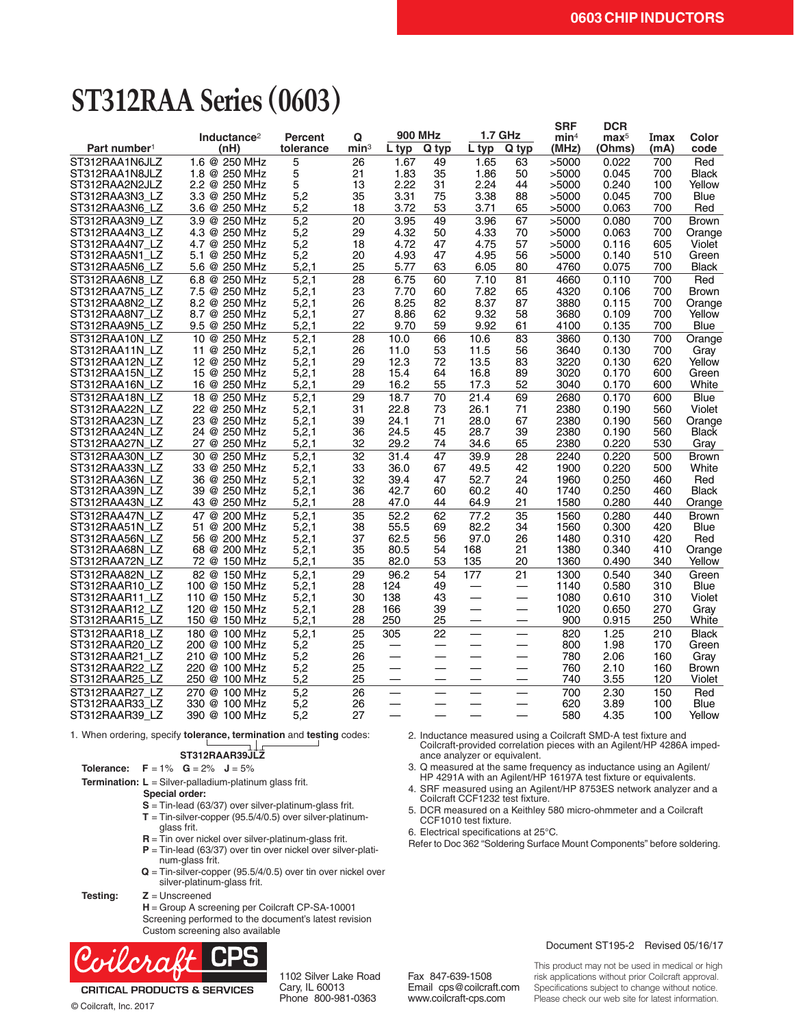# ST312RAA Series (0603)

| Part number[1] | Inductance[2] (nH) | Percent tolerance | Q min[3] | 900 MHz L typ | 900 MHz Q typ | 1.7 GHz L typ | 1.7 GHz Q typ | SRF min[4] (MHz) | DCR max[5] (Ohms) | Imax (mA) | Color code |
|---|---|---|---|---|---|---|---|---|---|---|---|
| ST312RAA1N6JLZ | 1.6 @ 250 MHz | 5 | 26 | 1.67 | 49 | 1.65 | 63 | >5000 | 0.022 | 700 | Red |
| ST312RAA1N8JLZ | 1.8 @ 250 MHz | 5 | 21 | 1.83 | 35 | 1.86 | 50 | >5000 | 0.045 | 700 | Black |
| ST312RAA2N2JLZ | 2.2 @ 250 MHz | 5 | 13 | 2.22 | 31 | 2.24 | 44 | >5000 | 0.240 | 100 | Yellow |
| ST312RAA3N3_LZ | 3.3 @ 250 MHz | 5,2 | 35 | 3.31 | 75 | 3.38 | 88 | >5000 | 0.045 | 700 | Blue |
| ST312RAA3N6_LZ | 3.6 @ 250 MHz | 5,2 | 18 | 3.72 | 53 | 3.71 | 65 | >5000 | 0.063 | 700 | Red |
| ST312RAA3N9_LZ | 3.9 @ 250 MHz | 5,2 | 20 | 3.95 | 49 | 3.96 | 67 | >5000 | 0.080 | 700 | Brown |
| ST312RAA4N3_LZ | 4.3 @ 250 MHz | 5,2 | 29 | 4.32 | 50 | 4.33 | 70 | >5000 | 0.063 | 700 | Orange |
| ST312RAA4N7_LZ | 4.7 @ 250 MHz | 5,2 | 18 | 4.72 | 47 | 4.75 | 57 | >5000 | 0.116 | 605 | Violet |
| ST312RAA5N1_LZ | 5.1 @ 250 MHz | 5,2 | 20 | 4.93 | 47 | 4.95 | 56 | >5000 | 0.140 | 510 | Green |
| ST312RAA5N6_LZ | 5.6 @ 250 MHz | 5,2,1 | 25 | 5.77 | 63 | 6.05 | 80 | 4760 | 0.075 | 700 | Black |
| ST312RAA6N8_LZ | 6.8 @ 250 MHz | 5,2,1 | 28 | 6.75 | 60 | 7.10 | 81 | 4660 | 0.110 | 700 | Red |
| ST312RAA7N5_LZ | 7.5 @ 250 MHz | 5,2,1 | 23 | 7.70 | 60 | 7.82 | 65 | 4320 | 0.106 | 700 | Brown |
| ST312RAA8N2_LZ | 8.2 @ 250 MHz | 5,2,1 | 26 | 8.25 | 82 | 8.37 | 87 | 3880 | 0.115 | 700 | Orange |
| ST312RAA8N7_LZ | 8.7 @ 250 MHz | 5,2,1 | 27 | 8.86 | 62 | 9.32 | 58 | 3680 | 0.109 | 700 | Yellow |
| ST312RAA9N5_LZ | 9.5 @ 250 MHz | 5,2,1 | 22 | 9.70 | 59 | 9.92 | 61 | 4100 | 0.135 | 700 | Blue |
| ST312RAA10N_LZ | 10 @ 250 MHz | 5,2,1 | 28 | 10.0 | 66 | 10.6 | 83 | 3860 | 0.130 | 700 | Orange |
| ST312RAA11N_LZ | 11 @ 250 MHz | 5,2,1 | 26 | 11.0 | 53 | 11.5 | 56 | 3640 | 0.130 | 700 | Gray |
| ST312RAA12N_LZ | 12 @ 250 MHz | 5,2,1 | 29 | 12.3 | 72 | 13.5 | 83 | 3220 | 0.130 | 620 | Yellow |
| ST312RAA15N_LZ | 15 @ 250 MHz | 5,2,1 | 28 | 15.4 | 64 | 16.8 | 89 | 3020 | 0.170 | 600 | Green |
| ST312RAA16N_LZ | 16 @ 250 MHz | 5,2,1 | 29 | 16.2 | 55 | 17.3 | 52 | 3040 | 0.170 | 600 | White |
| ST312RAA18N_LZ | 18 @ 250 MHz | 5,2,1 | 29 | 18.7 | 70 | 21.4 | 69 | 2680 | 0.170 | 600 | Blue |
| ST312RAA22N_LZ | 22 @ 250 MHz | 5,2,1 | 31 | 22.8 | 73 | 26.1 | 71 | 2380 | 0.190 | 560 | Violet |
| ST312RAA23N_LZ | 23 @ 250 MHz | 5,2,1 | 39 | 24.1 | 71 | 28.0 | 67 | 2380 | 0.190 | 560 | Orange |
| ST312RAA24N_LZ | 24 @ 250 MHz | 5,2,1 | 36 | 24.5 | 45 | 28.7 | 39 | 2380 | 0.190 | 560 | Black |
| ST312RAA27N_LZ | 27 @ 250 MHz | 5,2,1 | 32 | 29.2 | 74 | 34.6 | 65 | 2380 | 0.220 | 530 | Gray |
| ST312RAA30N_LZ | 30 @ 250 MHz | 5,2,1 | 32 | 31.4 | 47 | 39.9 | 28 | 2240 | 0.220 | 500 | Brown |
| ST312RAA33N_LZ | 33 @ 250 MHz | 5,2,1 | 33 | 36.0 | 67 | 49.5 | 42 | 1900 | 0.220 | 500 | White |
| ST312RAA36N_LZ | 36 @ 250 MHz | 5,2,1 | 32 | 39.4 | 47 | 52.7 | 24 | 1960 | 0.250 | 460 | Red |
| ST312RAA39N_LZ | 39 @ 250 MHz | 5,2,1 | 36 | 42.7 | 60 | 60.2 | 40 | 1740 | 0.250 | 460 | Black |
| ST312RAA43N_LZ | 43 @ 250 MHz | 5,2,1 | 28 | 47.0 | 44 | 64.9 | 21 | 1580 | 0.280 | 440 | Orange |
| ST312RAA47N_LZ | 47 @ 200 MHz | 5,2,1 | 35 | 52.2 | 62 | 77.2 | 35 | 1560 | 0.280 | 440 | Brown |
| ST312RAA51N_LZ | 51 @ 200 MHz | 5,2,1 | 38 | 55.5 | 69 | 82.2 | 34 | 1560 | 0.300 | 420 | Blue |
| ST312RAA56N_LZ | 56 @ 200 MHz | 5,2,1 | 37 | 62.5 | 56 | 97.0 | 26 | 1480 | 0.310 | 420 | Red |
| ST312RAA68N_LZ | 68 @ 200 MHz | 5,2,1 | 35 | 80.5 | 54 | 168 | 21 | 1380 | 0.340 | 410 | Orange |
| ST312RAA72N_LZ | 72 @ 150 MHz | 5,2,1 | 35 | 82.0 | 53 | 135 | 20 | 1360 | 0.490 | 340 | Yellow |
| ST312RAA82N_LZ | 82 @ 150 MHz | 5,2,1 | 29 | 96.2 | 54 | 177 | 21 | 1300 | 0.540 | 340 | Green |
| ST312RAAR10_LZ | 100 @ 150 MHz | 5,2,1 | 28 | 124 | 49 | — | — | 1140 | 0.580 | 310 | Blue |
| ST312RAAR11_LZ | 110 @ 150 MHz | 5,2,1 | 30 | 138 | 43 | — | — | 1080 | 0.610 | 310 | Violet |
| ST312RAAR12_LZ | 120 @ 150 MHz | 5,2,1 | 28 | 166 | 39 | — | — | 1020 | 0.650 | 270 | Gray |
| ST312RAAR15_LZ | 150 @ 150 MHz | 5,2,1 | 28 | 250 | 25 | — | — | 900 | 0.915 | 250 | White |
| ST312RAAR18_LZ | 180 @ 100 MHz | 5,2,1 | 25 | 305 | 22 | — | — | 820 | 1.25 | 210 | Black |
| ST312RAAR20_LZ | 200 @ 100 MHz | 5,2 | 25 | — | — | — | — | 800 | 1.98 | 170 | Green |
| ST312RAAR21_LZ | 210 @ 100 MHz | 5,2 | 26 | — | — | — | — | 780 | 2.06 | 160 | Gray |
| ST312RAAR22_LZ | 220 @ 100 MHz | 5,2 | 25 | — | — | — | — | 760 | 2.10 | 160 | Brown |
| ST312RAAR25_LZ | 250 @ 100 MHz | 5,2 | 25 | — | — | — | — | 740 | 3.55 | 120 | Violet |
| ST312RAAR27_LZ | 270 @ 100 MHz | 5,2 | 26 | — | — | — | — | 700 | 2.30 | 150 | Red |
| ST312RAAR33_LZ | 330 @ 100 MHz | 5,2 | 26 | — | — | — | — | 620 | 3.89 | 100 | Blue |
| ST312RAAR39_LZ | 390 @ 100 MHz | 5,2 | 27 | — | — | — | — | 580 | 4.35 | 100 | Yellow |

1. When ordering, specify **tolerance, termination** and **testing** codes:

   **ST312RAAR39JLZ**

   **Tolerance:** **F** = 1% **G** = 2% **J** = 5%

   **Termination:** **L** = Silver-palladium-platinum glass frit.

   **Special order:**
   - **S** = Tin-lead (63/37) over silver-platinum-glass frit.
   - **T** = Tin-silver-copper (95.5/4/0.5) over silver-platinum-glass frit.
   - **R** = Tin over nickel over silver-platinum-glass frit.
   - **P** = Tin-lead (63/37) over tin over nickel over silver-platinum-glass frit.
   - **Q** = Tin-silver-copper (95.5/4/0.5) over tin over nickel over silver-platinum-glass frit.

   **Testing:** **Z** = Unscreened
   **H** = Group A screening per Coilcraft CP-SA-10001
   Screening performed to the document's latest revision
   Custom screening also available

2. Inductance measured using a Coilcraft SMD-A test fixture and Coilcraft-provided correlation pieces with an Agilent/HP 4286A impedance analyzer or equivalent.
3. Q measured at the same frequency as inductance using an Agilent/HP 4291A with an Agilent/HP 16197A test fixture or equivalents.
4. SRF measured using an Agilent/HP 8753ES network analyzer and a Coilcraft CCF1232 test fixture.
5. DCR measured on a Keithley 580 micro-ohmmeter and a Coilcraft CCF1010 test fixture.
6. Electrical specifications at 25°C.

Refer to Doc 362 "Soldering Surface Mount Components" before soldering.

Document ST195-2 Revised 05/16/17

Coilcraft CPS
CRITICAL PRODUCTS & SERVICES

© Coilcraft, Inc. 2017

1102 Silver Lake Road
Cary, IL 60013
Phone 800-981-0363

Fax 847-639-1508
Email cps@coilcraft.com
www.coilcraft-cps.com

This product may not be used in medical or high risk applications without prior Coilcraft approval. Specifications subject to change without notice. Please check our web site for latest information.